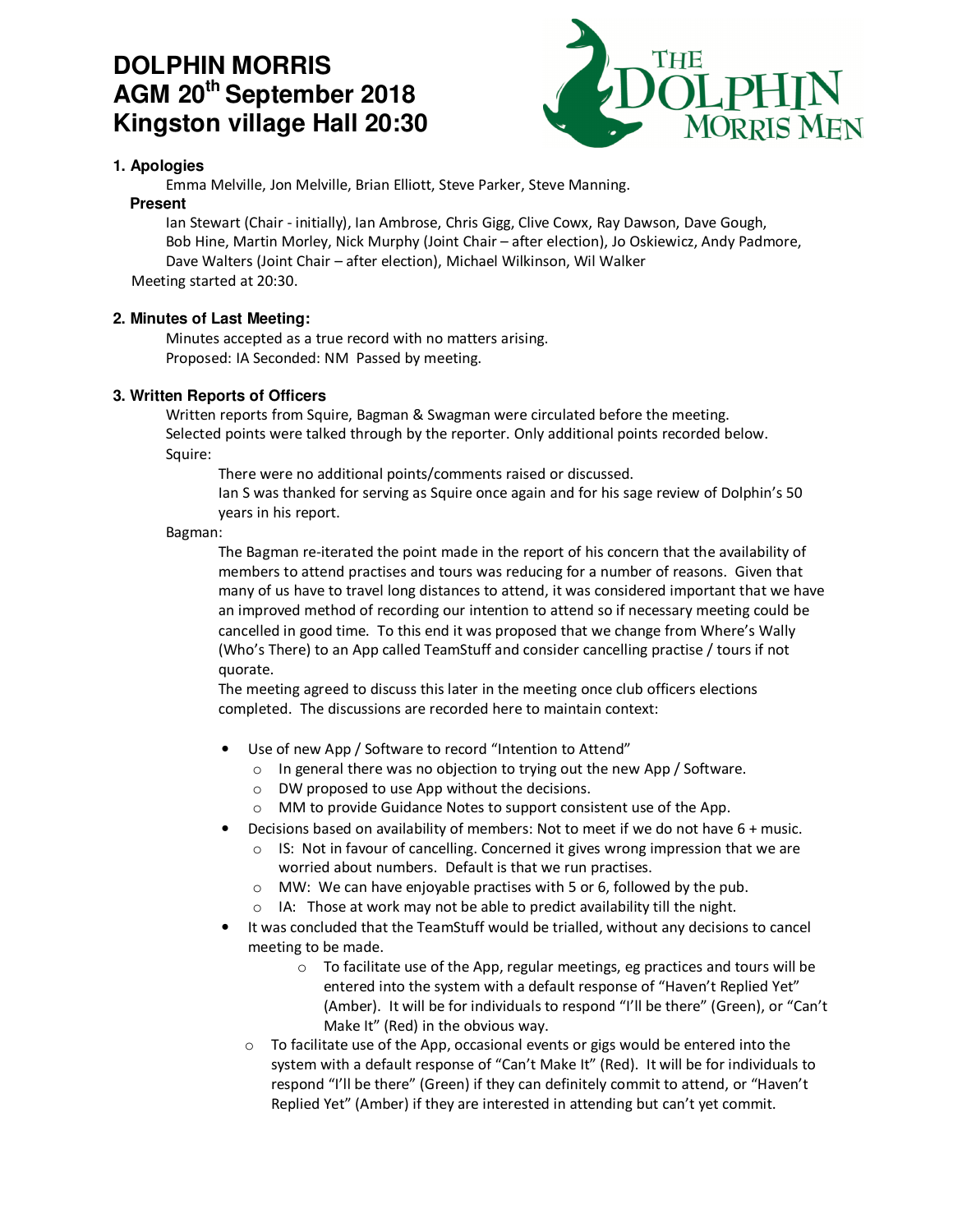# DOLPHIN MORRIS
# AGM 20th September 2018
# Kingston village Hall 20:30

### 1. Apologies

Emma Melville, Jon Melville, Brian Elliott, Steve Parker, Steve Manning.

**Present**

Ian Stewart (Chair - initially), Ian Ambrose, Chris Gigg, Clive Cowx, Ray Dawson, Dave Gough, Bob Hine, Martin Morley, Nick Murphy (Joint Chair – after election), Jo Oskiewicz, Andy Padmore, Dave Walters (Joint Chair – after election), Michael Wilkinson, Wil Walker

Meeting started at 20:30.

### 2. Minutes of Last Meeting:

Minutes accepted as a true record with no matters arising.
Proposed: IA Seconded: NM Passed by meeting.

### 3. Written Reports of Officers

Written reports from Squire, Bagman & Swagman were circulated before the meeting.
Selected points were talked through by the reporter. Only additional points recorded below.

Squire:

There were no additional points/comments raised or discussed.
Ian S was thanked for serving as Squire once again and for his sage review of Dolphin's 50 years in his report.

Bagman:

The Bagman re-iterated the point made in the report of his concern that the availability of members to attend practises and tours was reducing for a number of reasons. Given that many of us have to travel long distances to attend, it was considered important that we have an improved method of recording our intention to attend so if necessary meeting could be cancelled in good time. To this end it was proposed that we change from Where's Wally (Who's There) to an App called TeamStuff and consider cancelling practise / tours if not quorate.

The meeting agreed to discuss this later in the meeting once club officers elections completed. The discussions are recorded here to maintain context:

- Use of new App / Software to record "Intention to Attend"
  - In general there was no objection to trying out the new App / Software.
  - DW proposed to use App without the decisions.
  - MM to provide Guidance Notes to support consistent use of the App.
- Decisions based on availability of members: Not to meet if we do not have 6 + music.
  - IS: Not in favour of cancelling. Concerned it gives wrong impression that we are worried about numbers. Default is that we run practises.
  - MW: We can have enjoyable practises with 5 or 6, followed by the pub.
  - IA: Those at work may not be able to predict availability till the night.
- It was concluded that the TeamStuff would be trialled, without any decisions to cancel meeting to be made.
  - To facilitate use of the App, regular meetings, eg practices and tours will be entered into the system with a default response of "Haven't Replied Yet" (Amber). It will be for individuals to respond "I'll be there" (Green), or "Can't Make It" (Red) in the obvious way.
  - To facilitate use of the App, occasional events or gigs would be entered into the system with a default response of "Can't Make It" (Red). It will be for individuals to respond "I'll be there" (Green) if they can definitely commit to attend, or "Haven't Replied Yet" (Amber) if they are interested in attending but can't yet commit.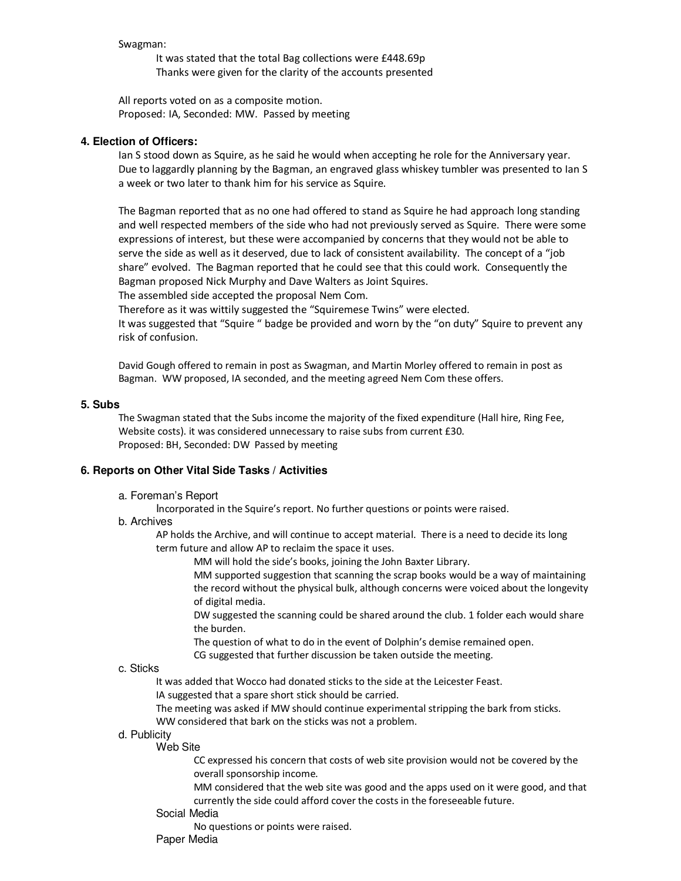Swagman:

It was stated that the total Bag collections were £448.69p
Thanks were given for the clarity of the accounts presented

All reports voted on as a composite motion.
Proposed: IA, Seconded: MW. Passed by meeting

### 4. Election of Officers:

Ian S stood down as Squire, as he said he would when accepting he role for the Anniversary year. Due to laggardly planning by the Bagman, an engraved glass whiskey tumbler was presented to Ian S a week or two later to thank him for his service as Squire.

The Bagman reported that as no one had offered to stand as Squire he had approach long standing and well respected members of the side who had not previously served as Squire. There were some expressions of interest, but these were accompanied by concerns that they would not be able to serve the side as well as it deserved, due to lack of consistent availability. The concept of a "job share" evolved. The Bagman reported that he could see that this could work. Consequently the Bagman proposed Nick Murphy and Dave Walters as Joint Squires.
The assembled side accepted the proposal Nem Com.
Therefore as it was wittily suggested the "Squiremese Twins" were elected.
It was suggested that "Squire " badge be provided and worn by the "on duty" Squire to prevent any risk of confusion.

David Gough offered to remain in post as Swagman, and Martin Morley offered to remain in post as Bagman. WW proposed, IA seconded, and the meeting agreed Nem Com these offers.

### 5. Subs

The Swagman stated that the Subs income the majority of the fixed expenditure (Hall hire, Ring Fee, Website costs). it was considered unnecessary to raise subs from current £30.
Proposed: BH, Seconded: DW Passed by meeting

### 6. Reports on Other Vital Side Tasks / Activities

a. Foreman's Report

Incorporated in the Squire's report. No further questions or points were raised.

b. Archives

AP holds the Archive, and will continue to accept material. There is a need to decide its long term future and allow AP to reclaim the space it uses.

MM will hold the side's books, joining the John Baxter Library.
MM supported suggestion that scanning the scrap books would be a way of maintaining the record without the physical bulk, although concerns were voiced about the longevity of digital media.
DW suggested the scanning could be shared around the club. 1 folder each would share the burden.
The question of what to do in the event of Dolphin's demise remained open.
CG suggested that further discussion be taken outside the meeting.

c. Sticks

It was added that Wocco had donated sticks to the side at the Leicester Feast.
IA suggested that a spare short stick should be carried.
The meeting was asked if MW should continue experimental stripping the bark from sticks.
WW considered that bark on the sticks was not a problem.

d. Publicity

Web Site

CC expressed his concern that costs of web site provision would not be covered by the overall sponsorship income.
MM considered that the web site was good and the apps used on it were good, and that currently the side could afford cover the costs in the foreseeable future.

Social Media

No questions or points were raised.

Paper Media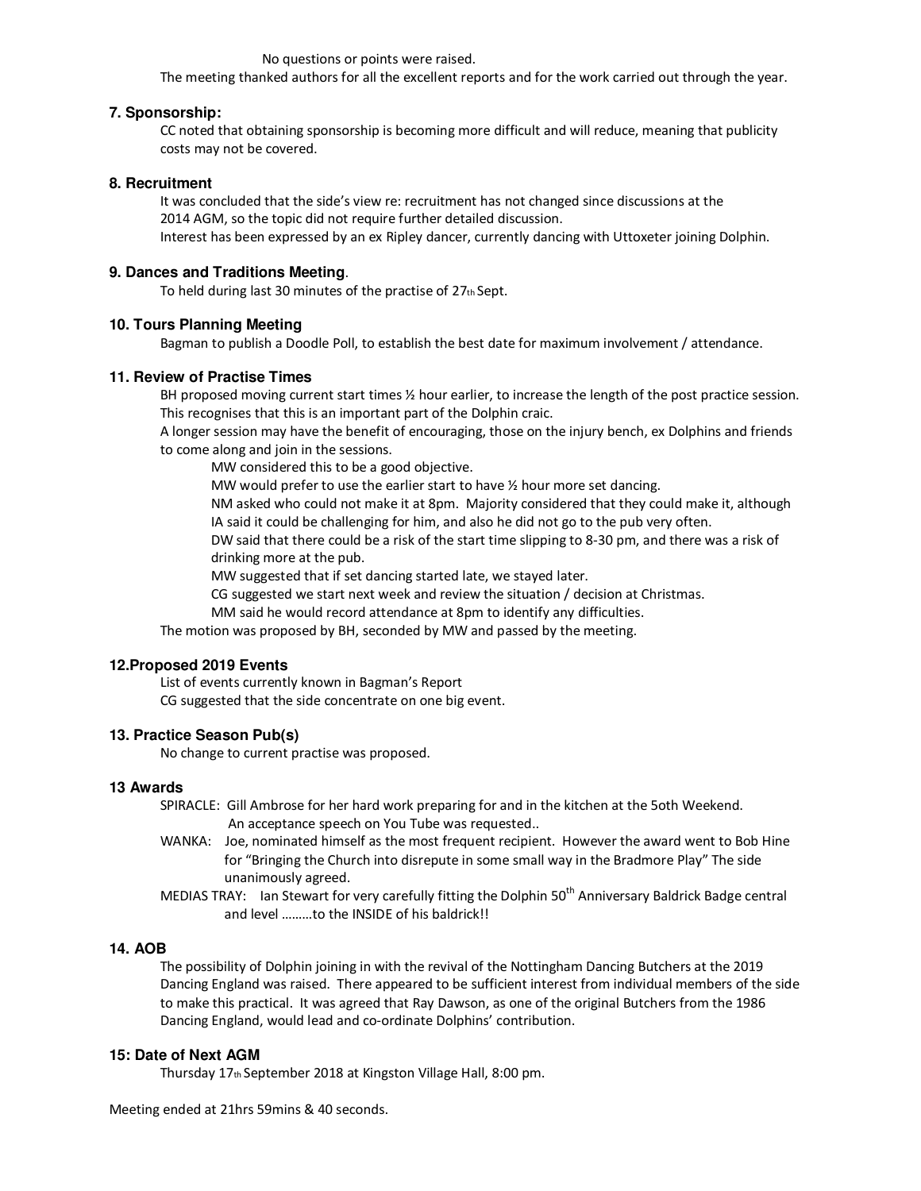No questions or points were raised.

The meeting thanked authors for all the excellent reports and for the work carried out through the year.

### 7. Sponsorship:

CC noted that obtaining sponsorship is becoming more difficult and will reduce, meaning that publicity costs may not be covered.

### 8. Recruitment

It was concluded that the side's view re: recruitment has not changed since discussions at the 2014 AGM, so the topic did not require further detailed discussion.

Interest has been expressed by an ex Ripley dancer, currently dancing with Uttoxeter joining Dolphin.

### 9. Dances and Traditions Meeting.

To held during last 30 minutes of the practise of 27th Sept.

### 10. Tours Planning Meeting

Bagman to publish a Doodle Poll, to establish the best date for maximum involvement / attendance.

### 11. Review of Practise Times

BH proposed moving current start times ½ hour earlier, to increase the length of the post practice session. This recognises that this is an important part of the Dolphin craic.

A longer session may have the benefit of encouraging, those on the injury bench, ex Dolphins and friends to come along and join in the sessions.

MW considered this to be a good objective.

MW would prefer to use the earlier start to have ½ hour more set dancing.

NM asked who could not make it at 8pm. Majority considered that they could make it, although IA said it could be challenging for him, and also he did not go to the pub very often.

DW said that there could be a risk of the start time slipping to 8-30 pm, and there was a risk of drinking more at the pub.

MW suggested that if set dancing started late, we stayed later.

CG suggested we start next week and review the situation / decision at Christmas.

MM said he would record attendance at 8pm to identify any difficulties.

The motion was proposed by BH, seconded by MW and passed by the meeting.

### 12.Proposed 2019 Events

List of events currently known in Bagman's Report

CG suggested that the side concentrate on one big event.

### 13. Practice Season Pub(s)

No change to current practise was proposed.

### 13 Awards

SPIRACLE: Gill Ambrose for her hard work preparing for and in the kitchen at the 5oth Weekend. An acceptance speech on You Tube was requested..

WANKA: Joe, nominated himself as the most frequent recipient. However the award went to Bob Hine for "Bringing the Church into disrepute in some small way in the Bradmore Play" The side unanimously agreed.

MEDIAS TRAY: Ian Stewart for very carefully fitting the Dolphin 50th Anniversary Baldrick Badge central and level ………to the INSIDE of his baldrick!!

### 14. AOB

The possibility of Dolphin joining in with the revival of the Nottingham Dancing Butchers at the 2019 Dancing England was raised. There appeared to be sufficient interest from individual members of the side to make this practical. It was agreed that Ray Dawson, as one of the original Butchers from the 1986 Dancing England, would lead and co-ordinate Dolphins' contribution.

### 15: Date of Next AGM

Thursday 17th September 2018 at Kingston Village Hall, 8:00 pm.

Meeting ended at 21hrs 59mins & 40 seconds.